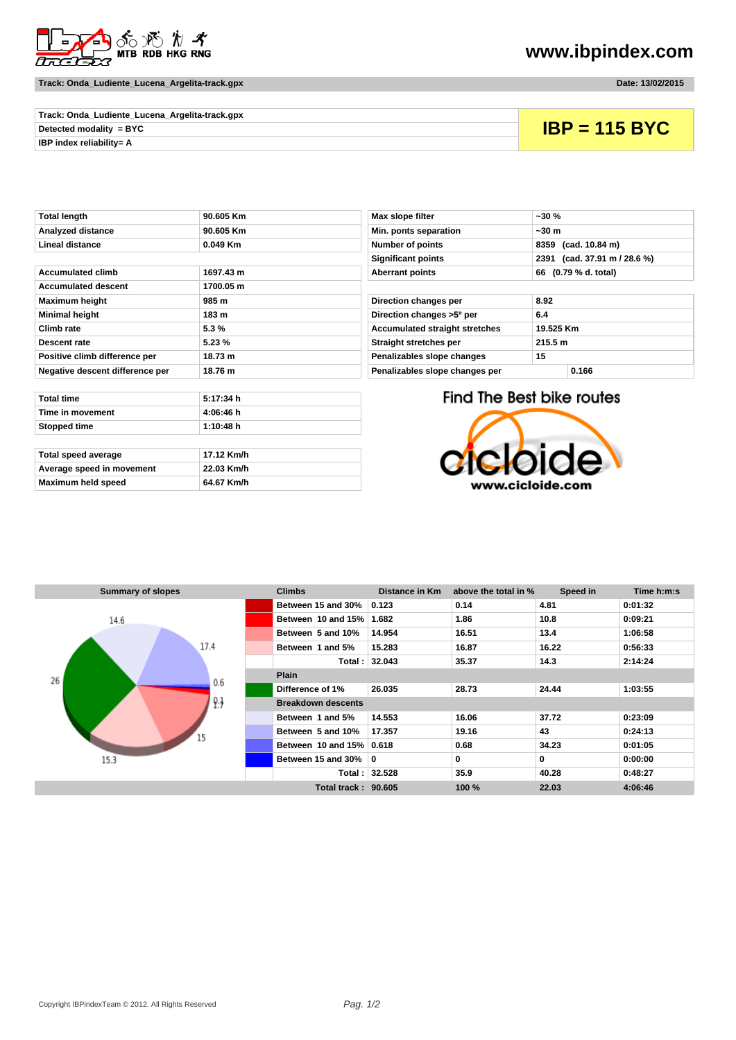www.ibpindex.com

Track: Onda_Ludiente_Lucena_Argelita-track.gpx — Date: 13/02/2015

| Track: Onda_Ludiente_Lucena_Argelita-track.gpx | IBP = 115 BYC |
|---|---|
| Detected modality = BYC | |
| IBP index reliability= A | |

| | |
|---|---|
| Total length | 90.605 Km |
| Analyzed distance | 90.605 Km |
| Lineal distance | 0.049 Km |
| | |
| Accumulated climb | 1697.43 m |
| Accumulated descent | 1700.05 m |
| Maximum height | 985 m |
| Minimal height | 183 m |
| Climb rate | 5.3 % |
| Descent rate | 5.23 % |
| Positive climb difference per | 18.73 m |
| Negative descent difference per | 18.76 m |

| | |
|---|---|
| Max slope filter | ~30 % |
| Min. ponts separation | ~30 m |
| Number of points | 8359 (cad. 10.84 m) |
| Significant points | 2391 (cad. 37.91 m / 28.6 %) |
| Aberrant points | 66 (0.79 % d. total) |
| | |
| Direction changes per | 8.92 |
| Direction changes >5º per | 6.4 |
| Accumulated straight stretches | 19.525 Km |
| Straight stretches per | 215.5 m |
| Penalizables slope changes | 15 |
| Penalizables slope changes per | 0.166 |

| | |
|---|---|
| Total time | 5:17:34 h |
| Time in movement | 4:06:46 h |
| Stopped time | 1:10:48 h |
| | |
| Total speed average | 17.12 Km/h |
| Average speed in movement | 22.03 Km/h |
| Maximum held speed | 64.67 Km/h |

Find The Best bike routes
www.cicloide.com

**Summary of slopes**

| Climbs | Distance in Km | above the total in % | Speed in | Time h:m:s |
|---|---|---|---|---|
| Between 15 and 30% | 0.123 | 0.14 | 4.81 | 0:01:32 |
| Between 10 and 15% | 1.682 | 1.86 | 10.8 | 0:09:21 |
| Between 5 and 10% | 14.954 | 16.51 | 13.4 | 1:06:58 |
| Between 1 and 5% | 15.283 | 16.87 | 16.22 | 0:56:33 |
| Total : | 32.043 | 35.37 | 14.3 | 2:14:24 |
| **Plain** | | | | |
| Difference of 1% | 26.035 | 28.73 | 24.44 | 1:03:55 |
| **Breakdown descents** | | | | |
| Between 1 and 5% | 14.553 | 16.06 | 37.72 | 0:23:09 |
| Between 5 and 10% | 17.357 | 19.16 | 43 | 0:24:13 |
| Between 10 and 15% | 0.618 | 0.68 | 34.23 | 0:01:05 |
| Between 15 and 30% | 0 | 0 | 0 | 0:00:00 |
| Total : | 32.528 | 35.9 | 40.28 | 0:48:27 |
| Total track : | 90.605 | 100 % | 22.03 | 4:06:46 |

Copyright IBPindexTeam © 2012. All Rights Reserved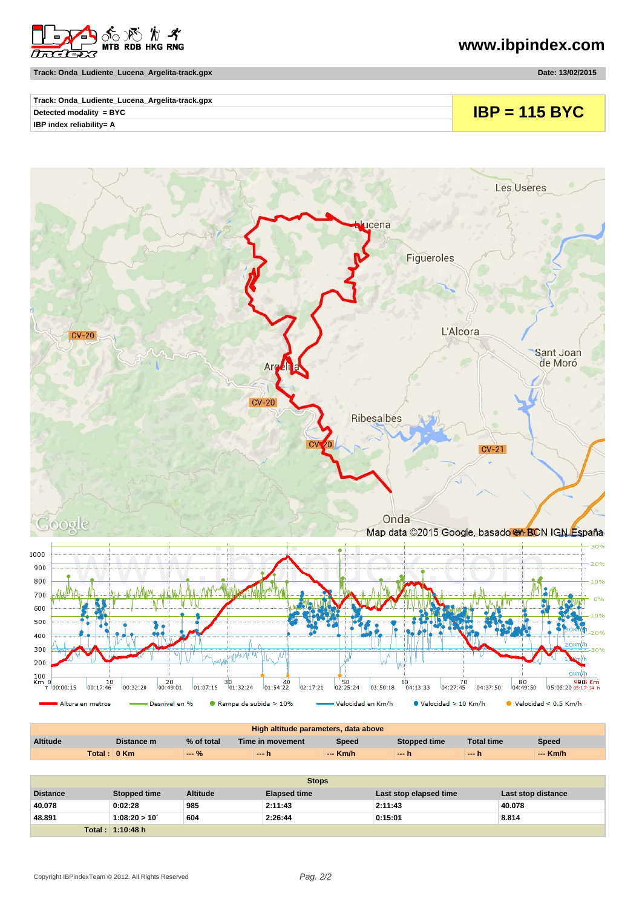www.ibpindex.com

**Track: Onda_Ludiente_Lucena_Argelita-track.gpx** **Date: 13/02/2015**

| | |
|---|---|
| Track: Onda_Ludiente_Lucena_Argelita-track.gpx | **IBP = 115 BYC** |
| Detected modality = BYC | |
| IBP index reliability= A | |

Les Useres
Lucena
Figueroles
L'Alcora
Sant Joan de Moró
CV-20
Argelita
CV-20
Ribesalbes
CV-20
CV-21
Onda
Google
Map data ©2015 Google, basado en BCN IGN España

1000
900
800
700
600
500
400
300
200
100
Km 0 10 20 30 40 50 60 70 80 90.6 Km
T 00:00:15 00:17:46 00:32:20 00:49:01 01:07:15 01:32:24 01:54:22 02:17:21 02:25:24 03:50:18 04:13:33 04:27:45 04:37:50 04:49:50 05:05:20 05:17:34 h
30% 20% 10% 0% -10% -20% -30%
50Km/h 20Km/h 10Km/h 0Km/h

Altura en metros — Desnivel en % — Rampa de subida > 10% — Velocidad en Km/h — Velocidad > 10 Km/h — Velocidad < 0.5 Km/h

| High altitude parameters, data above | | | | | | | |
|---|---|---|---|---|---|---|---|
| Altitude | Distance m | % of total | Time in movement | Speed | Stopped time | Total time | Speed |
| Total : | 0 Km | --- % | --- h | --- Km/h | --- h | --- h | --- Km/h |

| Stops | | | | | |
|---|---|---|---|---|---|
| Distance | Stopped time | Altitude | Elapsed time | Last stop elapsed time | Last stop distance |
| 40.078 | 0:02:28 | 985 | 2:11:43 | 2:11:43 | 40.078 |
| 48.891 | 1:08:20 > 10´ | 604 | 2:26:44 | 0:15:01 | 8.814 |
| Total : | 1:10:48 h | | | | |

Copyright IBPindexTeam © 2012. All Rights Reserved